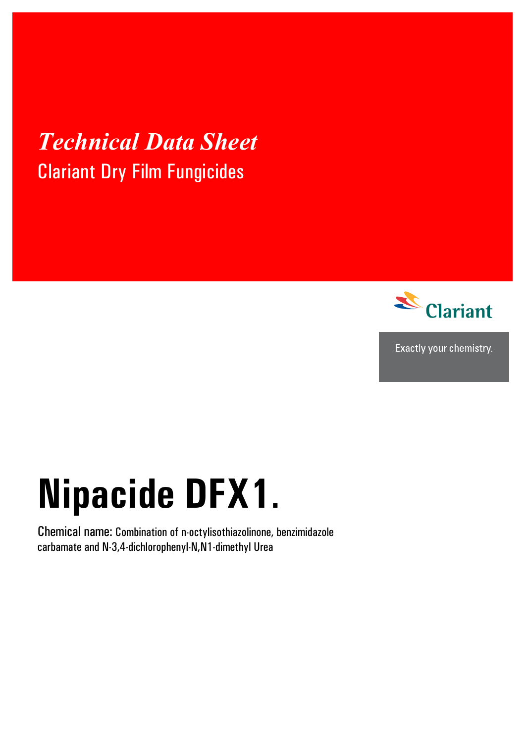*Technical Data Sheet*

Clariant Dry Film Fungicides

Clariant

Exactly your chemistry.

# Nipacide DFX1.

Chemical name: Combination of n-octylisothiazolinone, benzimidazole carbamate and N-3,4-dichlorophenyl-N,N1-dimethyl Urea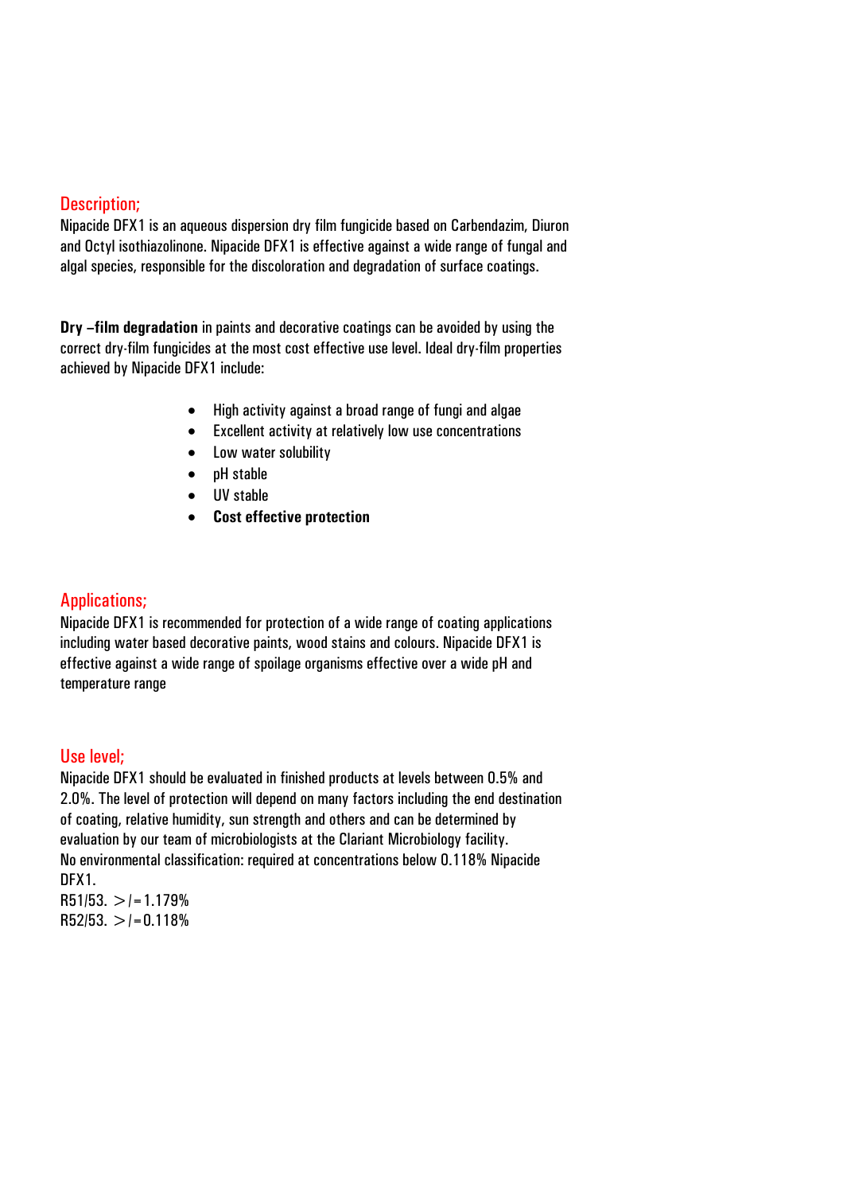## Description;

Nipacide DFX1 is an aqueous dispersion dry film fungicide based on Carbendazim, Diuron and Octyl isothiazolinone. Nipacide DFX1 is effective against a wide range of fungal and algal species, responsible for the discoloration and degradation of surface coatings.

**Dry –film degradation** in paints and decorative coatings can be avoided by using the correct dry-film fungicides at the most cost effective use level. Ideal dry-film properties achieved by Nipacide DFX1 include:

- High activity against a broad range of fungi and algae
- Excellent activity at relatively low use concentrations
- Low water solubility
- pH stable
- UV stable
- **Cost effective protection**

## Applications;

Nipacide DFX1 is recommended for protection of a wide range of coating applications including water based decorative paints, wood stains and colours. Nipacide DFX1 is effective against a wide range of spoilage organisms effective over a wide pH and temperature range

## Use level;

Nipacide DFX1 should be evaluated in finished products at levels between 0.5% and 2.0%. The level of protection will depend on many factors including the end destination of coating, relative humidity, sun strength and others and can be determined by evaluation by our team of microbiologists at the Clariant Microbiology facility.
No environmental classification: required at concentrations below 0.118% Nipacide DFX1.
R51/53. >/=1.179%
R52/53. >/=0.118%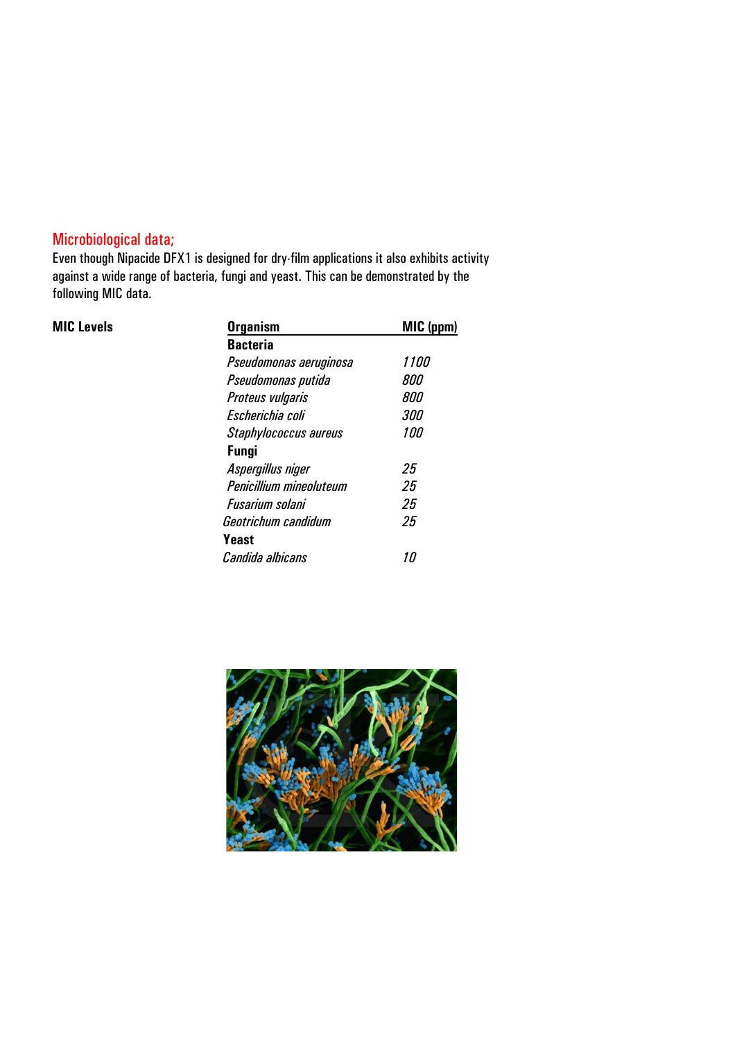## Microbiological data;

Even though Nipacide DFX1 is designed for dry-film applications it also exhibits activity against a wide range of bacteria, fungi and yeast. This can be demonstrated by the following MIC data.

**MIC Levels**

| Organism | MIC (ppm) |
|---|---|
| **Bacteria** | |
| *Pseudomonas aeruginosa* | *1100* |
| *Pseudomonas putida* | *800* |
| *Proteus vulgaris* | *800* |
| *Escherichia coli* | *300* |
| *Staphylococcus aureus* | *100* |
| **Fungi** | |
| *Aspergillus niger* | *25* |
| *Penicillium mineoluteum* | *25* |
| *Fusarium solani* | *25* |
| *Geotrichum candidum* | *25* |
| **Yeast** | |
| *Candida albicans* | *10* |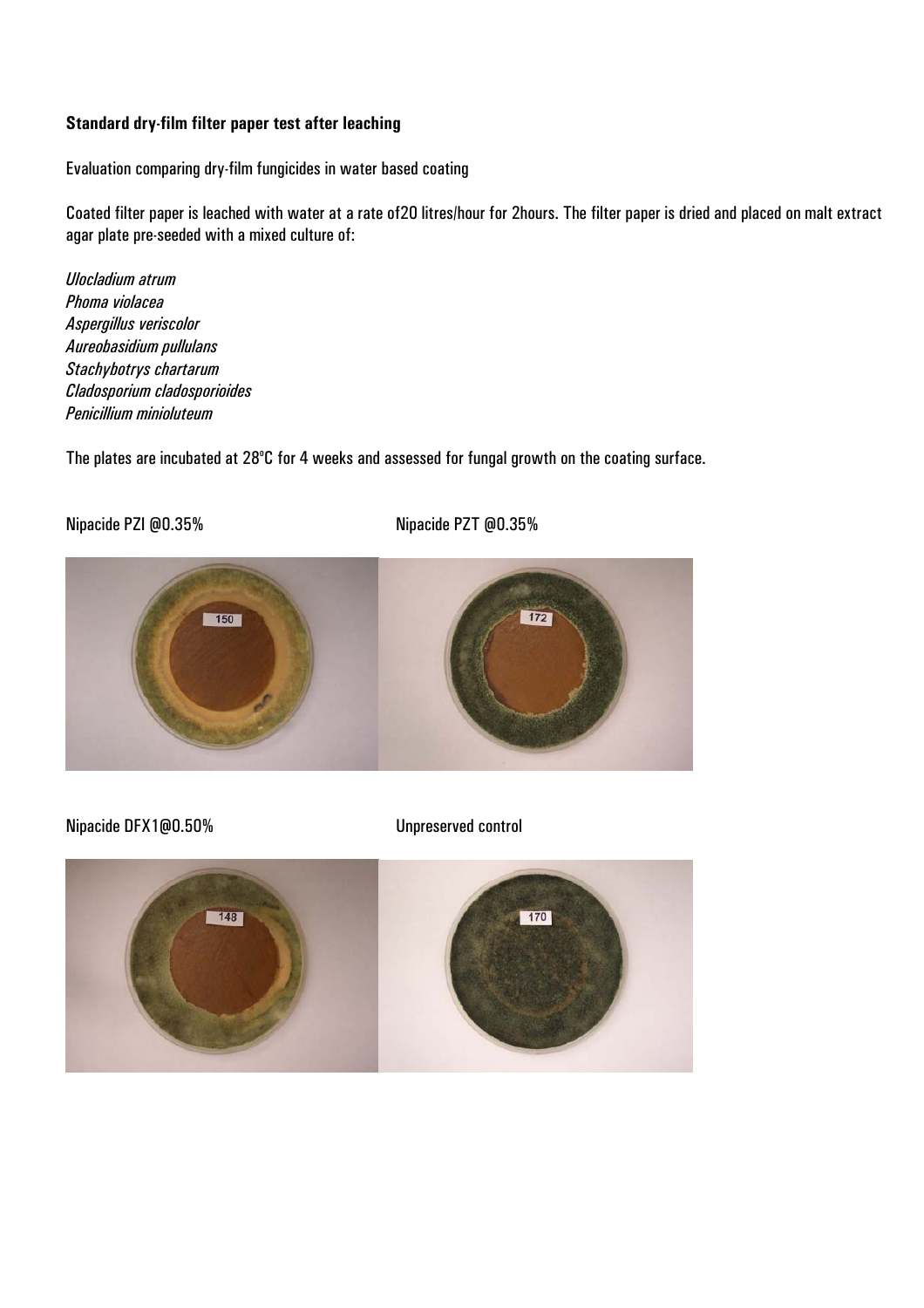**Standard dry-film filter paper test after leaching**

Evaluation comparing dry-film fungicides in water based coating

Coated filter paper is leached with water at a rate of20 litres/hour for 2hours. The filter paper is dried and placed on malt extract agar plate pre-seeded with a mixed culture of:

*Ulocladium atrum*
*Phoma violacea*
*Aspergillus veriscolor*
*Aureobasidium pullulans*
*Stachybotrys chartarum*
*Cladosporium cladosporioides*
*Penicillium minioluteum*

The plates are incubated at 28ºC for 4 weeks and assessed for fungal growth on the coating surface.

Nipacide PZI @0.35%

Nipacide PZT @0.35%

Nipacide DFX1@0.50%

Unpreserved control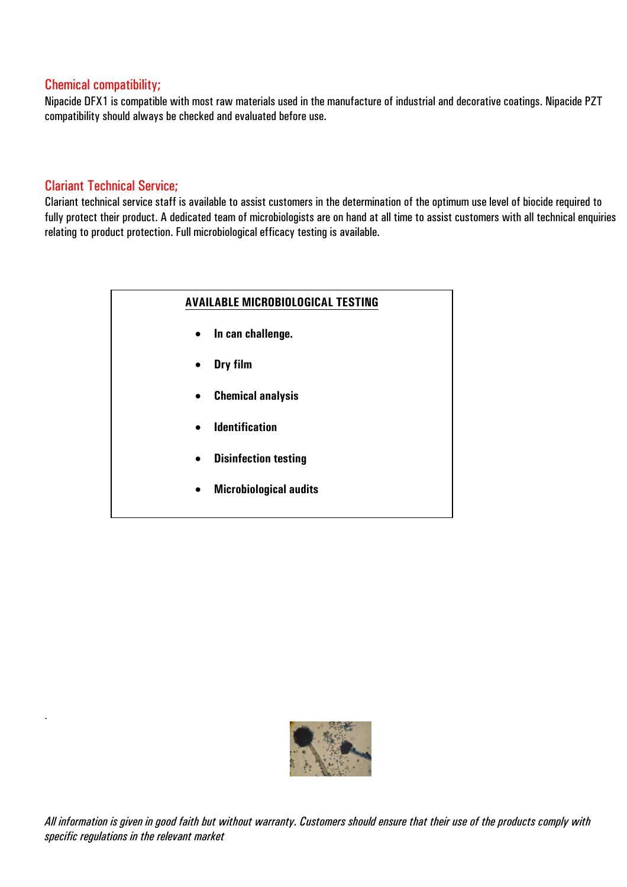## Chemical compatibility;

Nipacide DFX1 is compatible with most raw materials used in the manufacture of industrial and decorative coatings. Nipacide PZT compatibility should always be checked and evaluated before use.

## Clariant Technical Service;

Clariant technical service staff is available to assist customers in the determination of the optimum use level of biocide required to fully protect their product. A dedicated team of microbiologists are on hand at all time to assist customers with all technical enquiries relating to product protection. Full microbiological efficacy testing is available.

**AVAILABLE MICROBIOLOGICAL TESTING**

- **In can challenge.**
- **Dry film**
- **Chemical analysis**
- **Identification**
- **Disinfection testing**
- **Microbiological audits**

*All information is given in good faith but without warranty. Customers should ensure that their use of the products comply with specific regulations in the relevant market*